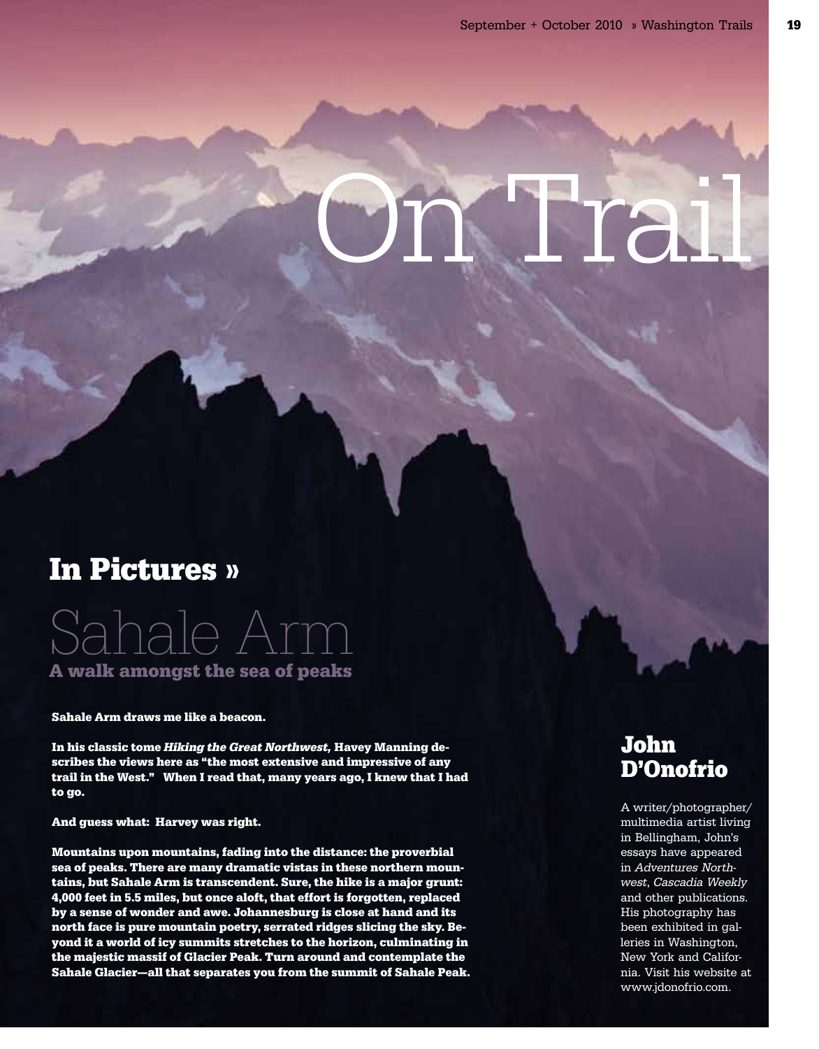# On Trail

## In Pictures »

# Sahale Arm

### A walk amongst the sea of peaks

**Sahale Arm draws me like a beacon.**

**In his classic tome *Hiking the Great Northwest,* Havey Manning describes the views here as "the most extensive and impressive of any trail in the West." When I read that, many years ago, I knew that I had to go.**

**And guess what: Harvey was right.**

**Mountains upon mountains, fading into the distance: the proverbial sea of peaks. There are many dramatic vistas in these northern mountains, but Sahale Arm is transcendent. Sure, the hike is a major grunt: 4,000 feet in 5.5 miles, but once aloft, that effort is forgotten, replaced by a sense of wonder and awe. Johannesburg is close at hand and its north face is pure mountain poetry, serrated ridges slicing the sky. Beyond it a world of icy summits stretches to the horizon, culminating in the majestic massif of Glacier Peak. Turn around and contemplate the Sahale Glacier—all that separates you from the summit of Sahale Peak.**

## John D'Onofrio

A writer/photographer/multimedia artist living in Bellingham, John's essays have appeared in *Adventures Northwest*, *Cascadia Weekly* and other publications. His photography has been exhibited in galleries in Washington, New York and California. Visit his website at www.jdonofrio.com.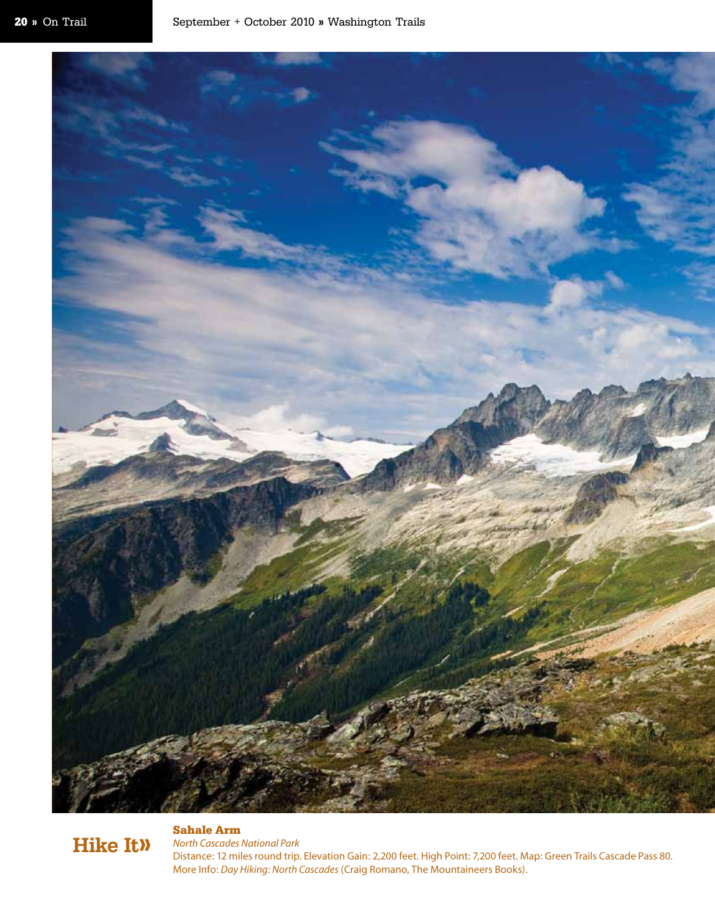**Hike It»**

**Sahale Arm**

*North Cascades National Park*

Distance: 12 miles round trip. Elevation Gain: 2,200 feet. High Point: 7,200 feet. Map: Green Trails Cascade Pass 80. More Info: *Day Hiking: North Cascades* (Craig Romano, The Mountaineers Books).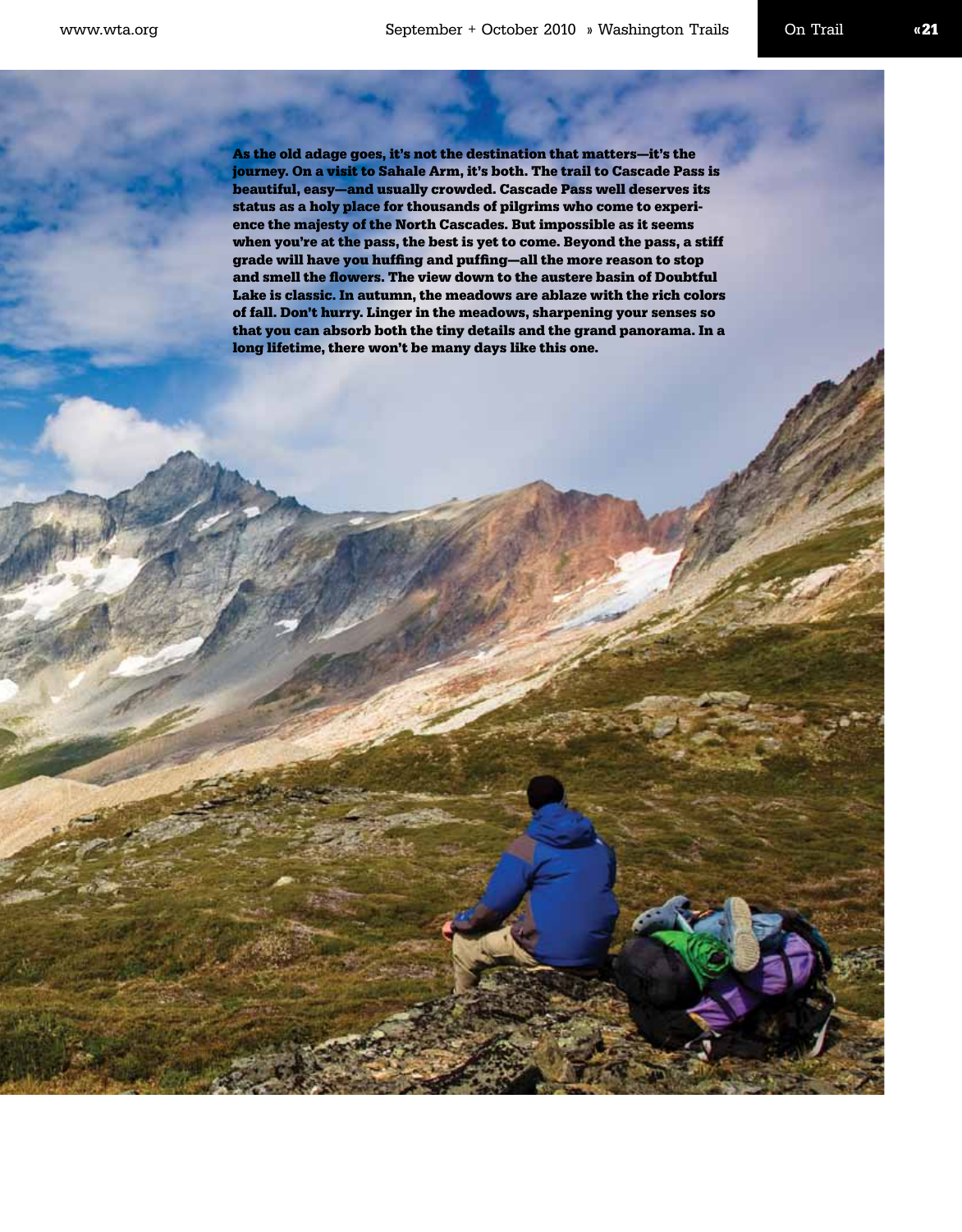**As the old adage goes, it's not the destination that matters—it's the journey. On a visit to Sahale Arm, it's both. The trail to Cascade Pass is beautiful, easy—and usually crowded. Cascade Pass well deserves its status as a holy place for thousands of pilgrims who come to experience the majesty of the North Cascades. But impossible as it seems when you're at the pass, the best is yet to come. Beyond the pass, a stiff grade will have you huffing and puffing—all the more reason to stop and smell the flowers. The view down to the austere basin of Doubtful Lake is classic. In autumn, the meadows are ablaze with the rich colors of fall. Don't hurry. Linger in the meadows, sharpening your senses so that you can absorb both the tiny details and the grand panorama. In a long lifetime, there won't be many days like this one.**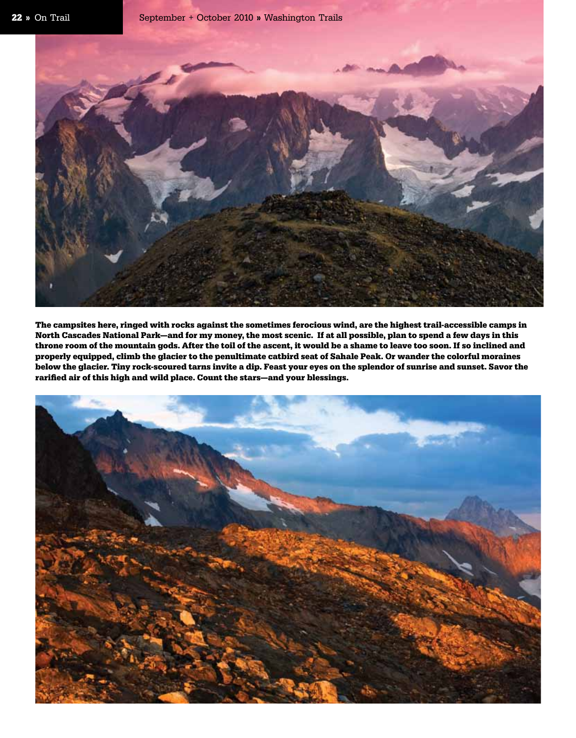**The campsites here, ringed with rocks against the sometimes ferocious wind, are the highest trail-accessible camps in North Cascades National Park—and for my money, the most scenic. If at all possible, plan to spend a few days in this throne room of the mountain gods. After the toil of the ascent, it would be a shame to leave too soon. If so inclined and properly equipped, climb the glacier to the penultimate catbird seat of Sahale Peak. Or wander the colorful moraines below the glacier. Tiny rock-scoured tarns invite a dip. Feast your eyes on the splendor of sunrise and sunset. Savor the rarified air of this high and wild place. Count the stars—and your blessings.**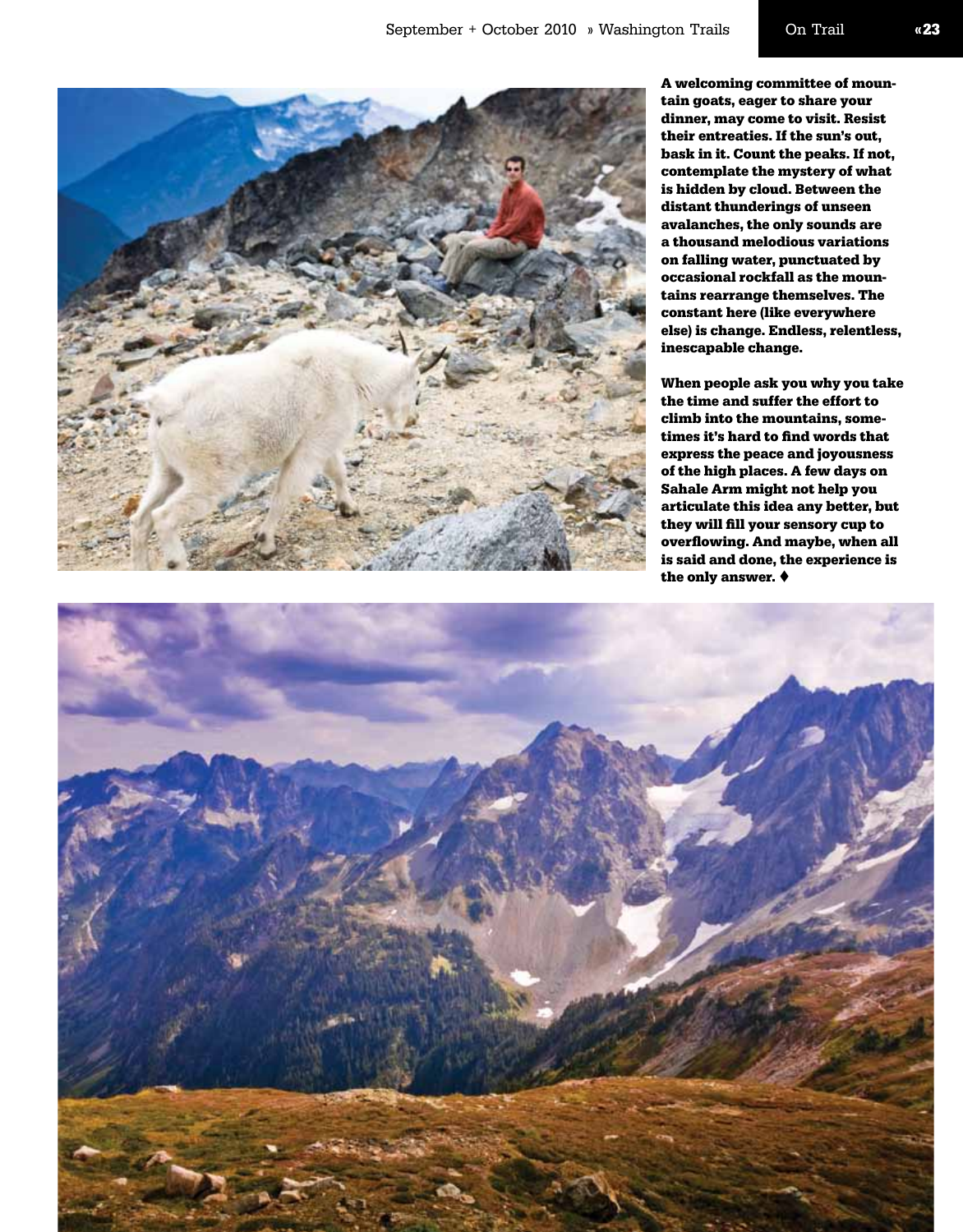**A welcoming committee of mountain goats, eager to share your dinner, may come to visit. Resist their entreaties. If the sun's out, bask in it. Count the peaks. If not, contemplate the mystery of what is hidden by cloud. Between the distant thunderings of unseen avalanches, the only sounds are a thousand melodious variations on falling water, punctuated by occasional rockfall as the mountains rearrange themselves. The constant here (like everywhere else) is change. Endless, relentless, inescapable change.**

**When people ask you why you take the time and suffer the effort to climb into the mountains, sometimes it's hard to find words that express the peace and joyousness of the high places. A few days on Sahale Arm might not help you articulate this idea any better, but they will fill your sensory cup to overflowing. And maybe, when all is said and done, the experience is the only answer. ♦**